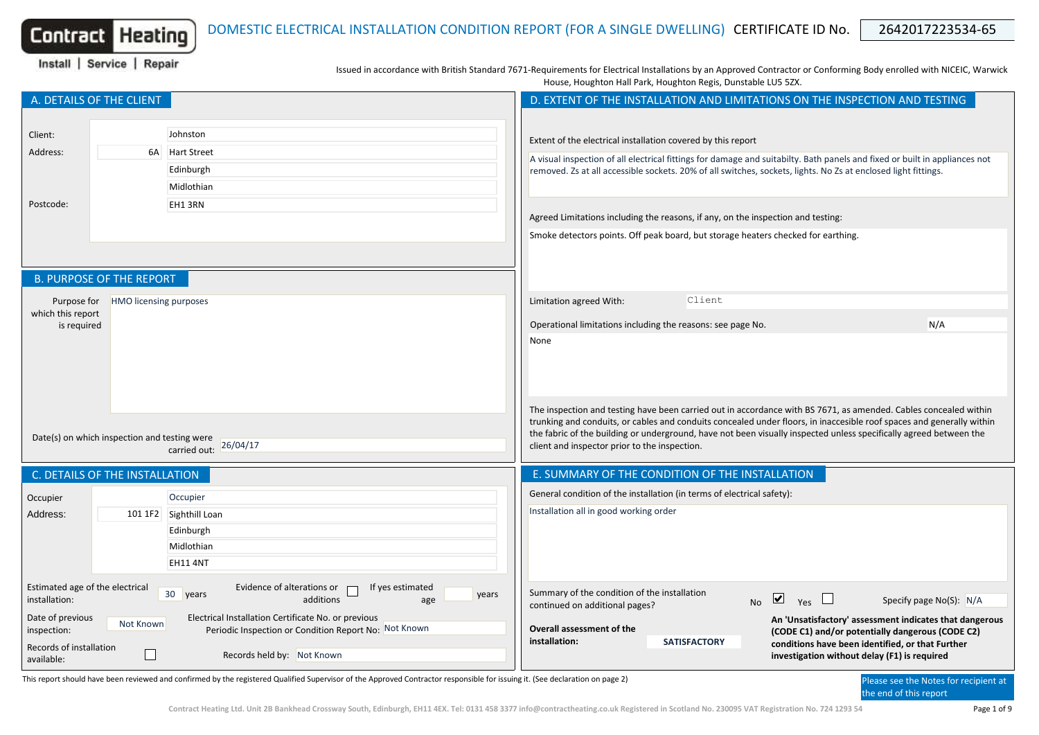**Contract Heating**
Install | Service | Repair

# DOMESTIC ELECTRICAL INSTALLATION CONDITION REPORT (FOR A SINGLE DWELLING)

CERTIFICATE ID No. 2642017223534-65

Issued in accordance with British Standard 7671-Requirements for Electrical Installations by an Approved Contractor or Conforming Body enrolled with NICEIC, Warwick House, Houghton Hall Park, Houghton Regis, Dunstable LU5 5ZX.

## A. DETAILS OF THE CLIENT

Client: Johnston

Address: 6A Hart Street, Edinburgh, Midlothian

Postcode: EH1 3RN

## B. PURPOSE OF THE REPORT

Purpose for which this report is required: HMO licensing purposes

Date(s) on which inspection and testing were carried out: 26/04/17

## C. DETAILS OF THE INSTALLATION

Occupier: Occupier

Address: 101 1F2 Sighthill Loan, Edinburgh, Midlothian, EH11 4NT

Estimated age of the electrical installation: 30 years

Evidence of alterations or additions: ☐ If yes estimated age: years

Date of previous inspection: Not Known

Electrical Installation Certificate No. or previous Periodic Inspection or Condition Report No: Not Known

Records of installation available: ☐ Records held by: Not Known

## D. EXTENT OF THE INSTALLATION AND LIMITATIONS ON THE INSPECTION AND TESTING

Extent of the electrical installation covered by this report

A visual inspection of all electrical fittings for damage and suitabilty. Bath panels and fixed or built in appliances not removed. Zs at all accessible sockets. 20% of all switches, sockets, lights. No Zs at enclosed light fittings.

Agreed Limitations including the reasons, if any, on the inspection and testing:

Smoke detectors points. Off peak board, but storage heaters checked for earthing.

Limitation agreed With: Client

Operational limitations including the reasons: see page No. N/A

None

The inspection and testing have been carried out in accordance with BS 7671, as amended. Cables concealed within trunking and conduits, or cables and conduits concealed under floors, in inaccessible roof spaces and generally within the fabric of the building or underground, have not been visually inspected unless specifically agreed between the client and inspector prior to the inspection.

## E. SUMMARY OF THE CONDITION OF THE INSTALLATION

General condition of the installation (in terms of electrical safety):

Installation all in good working order

Summary of the condition of the installation continued on additional pages? No ☑ Yes ☐ Specify page No(s): N/A

Overall assessment of the installation: SATISFACTORY

**An 'Unsatisfactory' assessment indicates that dangerous (CODE C1) and/or potentially dangerous (CODE C2) conditions have been identified, or that Further investigation without delay (F1) is required**

This report should have been reviewed and confirmed by the registered Qualified Supervisor of the Approved Contractor responsible for issuing it. (See declaration on page 2)

Please see the Notes for recipient at the end of this report

Contract Heating Ltd. Unit 2B Bankhead Crossway South, Edinburgh, EH11 4EX. Tel: 0131 458 3377 info@contractheating.co.uk Registered in Scotland No. 230095 VAT Registration No. 724 1293 54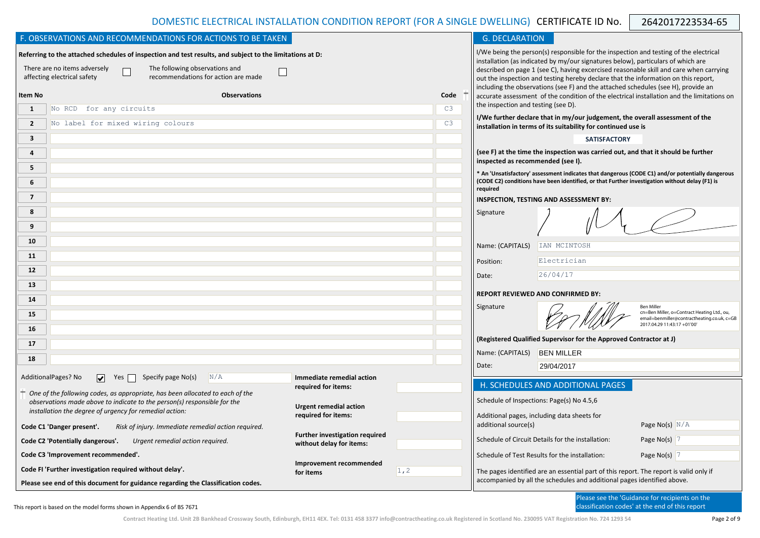# DOMESTIC ELECTRICAL INSTALLATION CONDITION REPORT (FOR A SINGLE DWELLING) CERTIFICATE ID No. 2642017223534-65

## F. OBSERVATIONS AND RECOMMENDATIONS FOR ACTIONS TO BE TAKEN

**Referring to the attached schedules of inspection and test results, and subject to the limitations at D:**

There are no items adversely affecting electrical safety ☐ The following observations and recommendations for action are made ☐

| Item No | Observations | Code † |
|---|---|---|
| 1 | No RCD for any circuits | C3 |
| 2 | No label for mixed wiring colours | C3 |
| 3 | | |
| 4 | | |
| 5 | | |
| 6 | | |
| 7 | | |
| 8 | | |
| 9 | | |
| 10 | | |
| 11 | | |
| 12 | | |
| 13 | | |
| 14 | | |
| 15 | | |
| 16 | | |
| 17 | | |
| 18 | | |

AdditionalPages? No ☑ Yes ☐ Specify page No(s) N/A

† *One of the following codes, as appropriate, has been allocated to each of the observations made above to indicate to the person(s) responsible for the installation the degree of urgency for remedial action:*

**Code C1 'Danger present'.** *Risk of injury. Immediate remedial action required.*

**Code C2 'Potentially dangerous'.** *Urgent remedial action required.*

**Code C3 'Improvement recommended'.**

**Code FI 'Further investigation required without delay'.**

**Please see end of this document for guidance regarding the Classification codes.**

| | |
|---|---|
| **Immediate remedial action required for items:** | |
| **Urgent remedial action required for items:** | |
| **Further investigation required without delay for items:** | |
| **Improvement recommended for items** | 1,2 |

## G. DECLARATION

I/We being the person(s) responsible for the inspection and testing of the electrical installation (as indicated by my/our signatures below), particulars of which are described on page 1 (see C), having excercised reasonable skill and care when carrying out the inspection and testing hereby declare that the information on this report, including the observations (see F) and the attached schedules (see H), provide an accurate assessment of the condition of the electrical installation and the limitations on the inspection and testing (see D).

**I/We further declare that in my/our judgement, the overall assessment of the installation in terms of its suitability for continued use is**

**SATISFACTORY**

**(see F) at the time the inspection was carried out, and that it should be further inspected as recommended (see I).**

**\* An 'Unsatisfactory' assessment indicates that dangerous (CODE C1) and/or potentially dangerous (CODE C2) conditions have been identified, or that Further investigation without delay (F1) is required**

**INSPECTION, TESTING AND ASSESSMENT BY:**

Signature: [signature]

Name: (CAPITALS) IAN MCINTOSH

Position: Electrician

Date: 26/04/17

**REPORT REVIEWED AND CONFIRMED BY:**

Signature: [signature] Ben Miller cn=Ben Miller, o=Contract Heating Ltd., ou, email=benmiller@contractheating.co.uk, c=GB 2017.04.29 11:43:17 +01'00'

**(Registered Qualified Supervisor for the Approved Contractor at J)**

Name: (CAPITALS) BEN MILLER

Date: 29/04/2017

## H. SCHEDULES AND ADDITIONAL PAGES

Schedule of Inspections: Page(s) No 4.5,6

Additional pages, including data sheets for additional source(s) — Page No(s) N/A

Schedule of Circuit Details for the installation: Page No(s) 7

Schedule of Test Results for the installation: Page No(s) 7

The pages identified are an essential part of this report. The report is valid only if accompanied by all the schedules and additional pages identified above.

Please see the 'Guidance for recipients on the classification codes' at the end of this report

This report is based on the model forms shown in Appendix 6 of BS 7671

Contract Heating Ltd. Unit 2B Bankhead Crossway South, Edinburgh, EH11 4EX. Tel: 0131 458 3377 info@contractheating.co.uk Registered in Scotland No. 230095 VAT Registration No. 724 1293 54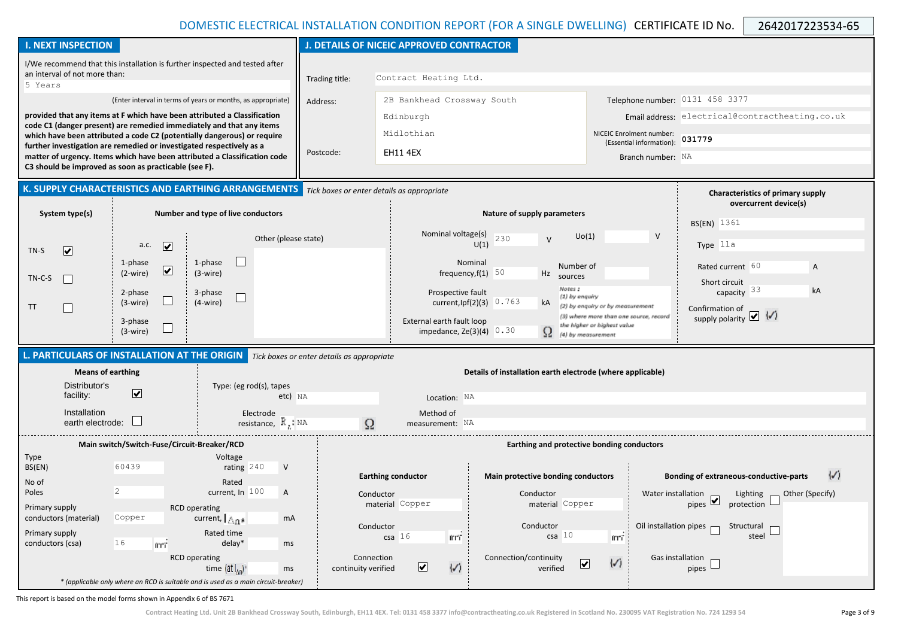# DOMESTIC ELECTRICAL INSTALLATION CONDITION REPORT (FOR A SINGLE DWELLING)

CERTIFICATE ID No. 2642017223534-65

## I. NEXT INSPECTION

I/We recommend that this installation is further inspected and tested after an interval of not more than:

5 Years

(Enter interval in terms of years or months, as appropriate)

**provided that any items at F which have been attributed a Classification code C1 (danger present) are remedied immediately and that any items which have been attributed a code C2 (potentially dangerous) or require further investigation are remedied or investigated respectively as a matter of urgency. Items which have been attributed a Classification code C3 should be improved as soon as practicable (see F).**

## J. DETAILS OF NICEIC APPROVED CONTRACTOR

| | |
|---|---|
| Trading title: | Contract Heating Ltd. |
| Address: | 2B Bankhead Crossway South, Edinburgh, Midlothian |
| Postcode: | EH11 4EX |
| Telephone number: | 0131 458 3377 |
| Email address: | electrical@contractheating.co.uk |
| NICEIC Enrolment number: (Essential information): | 031779 |
| Branch number: | NA |

## K. SUPPLY CHARACTERISTICS AND EARTHING ARRANGEMENTS

*Tick boxes or enter details as appropriate*

**System type(s)**

| | |
|---|---|
| TN-S | ☑ |
| TN-C-S | ☐ |
| TT | ☐ |

**Number and type of live conductors**

| | | | |
|---|---|---|---|
| a.c. | ☑ | | |
| 1-phase (2-wire) | ☑ | 1-phase (3-wire) | ☐ |
| 2-phase (3-wire) | ☐ | 3-phase (4-wire) | ☐ |
| 3-phase (3-wire) | ☐ | | |

Other (please state):

**Nature of supply parameters**

| | | |
|---|---|---|
| Nominal voltage(s) U(1) | 230 | V |
| Uo(1) | | V |
| Nominal frequency, f(1) | 50 | Hz |
| Number of sources | | |
| Prospective fault current, Ipf(2)(3) | 0.763 | kA |
| External earth fault loop impedance, Ze(3)(4) | 0.30 | Ω |

*Notes: (1) by enquiry (2) by enquiry or by measurement (3) where more than one source, record the higher or highest value (4) by measurement*

**Characteristics of primary supply overcurrent device(s)**

| | | |
|---|---|---|
| BS(EN) | 1361 | |
| Type | 11a | |
| Rated current | 60 | A |
| Short circuit capacity | 33 | kA |
| Confirmation of supply polarity | ☑ (✓) | |

## L. PARTICULARS OF INSTALLATION AT THE ORIGIN

*Tick boxes or enter details as appropriate*

**Means of earthing**

| | |
|---|---|
| Distributor's facility: | ☑ |
| Installation earth electrode: | ☐ |

**Details of installation earth electrode (where applicable)**

| | |
|---|---|
| Type: (eg rod(s), tapes etc) | NA |
| Location: | NA |
| Electrode resistance, $R_A$: | NA Ω |
| Method of measurement: | NA |

**Main switch/Switch-Fuse/Circuit-Breaker/RCD**

| | | | |
|---|---|---|---|
| Type BS(EN) | 60439 | Voltage rating | 240 V |
| No of Poles | 2 | Rated current, In | 100 A |
| Primary supply conductors (material) | Copper | RCD operating current, $I_{\Delta n}$* | mA |
| Primary supply conductors (csa) | 16 mm² | Rated time delay* | ms |
| | | RCD operating time (at $I_{\Delta n}$)* | ms |

*\* (applicable only where an RCD is suitable and is used as a main circuit-breaker)*

**Earthing and protective bonding conductors**

**Earthing conductor**

| | |
|---|---|
| Conductor material | Copper |
| Conductor csa | 16 mm² |
| Connection continuity verified | ☑ (✓) |

**Main protective bonding conductors**

| | |
|---|---|
| Conductor material | Copper |
| Conductor csa | 10 mm² |
| Connection/continuity verified | ☑ (✓) |

**Bonding of extraneous-conductive-parts** (✓)

| | |
|---|---|
| Water installation pipes | ☑ |
| Lighting protection | ☐ |
| Oil installation pipes | ☐ |
| Structural steel | ☐ |
| Gas installation pipes | ☐ |
| Other (Specify) | |

This report is based on the model forms shown in Appendix 6 of BS 7671

Contract Heating Ltd. Unit 2B Bankhead Crossway South, Edinburgh, EH11 4EX. Tel: 0131 458 3377 info@contractheating.co.uk Registered in Scotland No. 230095 VAT Registration No. 724 1293 54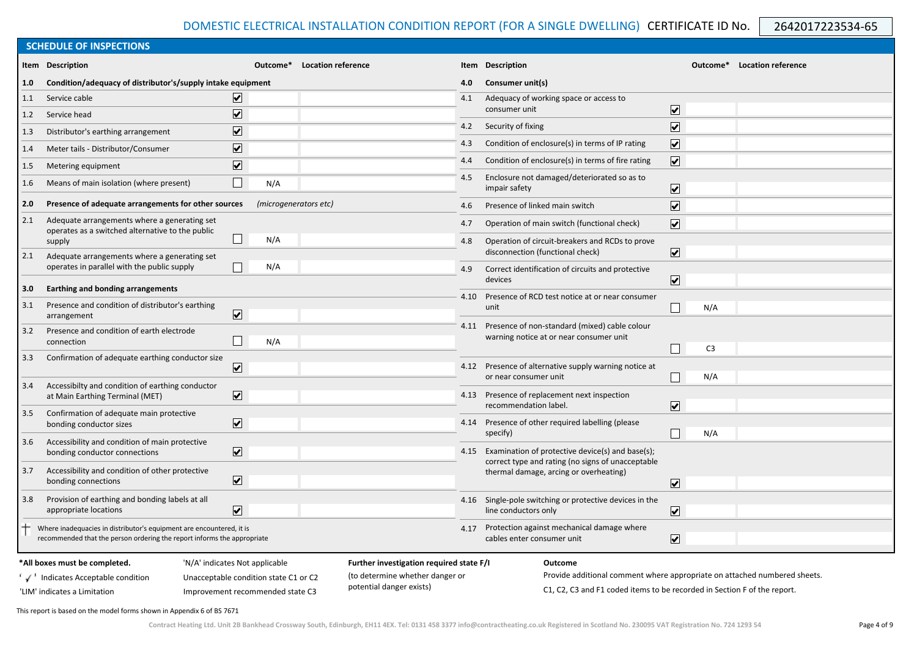DOMESTIC ELECTRICAL INSTALLATION CONDITION REPORT (FOR A SINGLE DWELLING) CERTIFICATE ID No. 2642017223534-65

## SCHEDULE OF INSPECTIONS

| Item | Description | | Outcome* | Location reference |
|---|---|---|---|---|
| **1.0** | **Condition/adequacy of distributor's/supply intake equipment** | | | |
| 1.1 | Service cable | ☑ | | |
| 1.2 | Service head | ☑ | | |
| 1.3 | Distributor's earthing arrangement | ☑ | | |
| 1.4 | Meter tails - Distributor/Consumer | ☑ | | |
| 1.5 | Metering equipment | ☑ | | |
| 1.6 | Means of main isolation (where present) | ☐ | N/A | |
| **2.0** | **Presence of adequate arrangements for other sources** *(microgenerators etc)* | | | |
| 2.1 | Adequate arrangements where a generating set operates as a switched alternative to the public supply | ☐ | N/A | |
| 2.1 | Adequate arrangements where a generating set operates in parallel with the public supply | ☐ | N/A | |
| **3.0** | **Earthing and bonding arrangements** | | | |
| 3.1 | Presence and condition of distributor's earthing arrangement | ☑ | | |
| 3.2 | Presence and condition of earth electrode connection | ☐ | N/A | |
| 3.3 | Confirmation of adequate earthing conductor size | ☑ | | |
| 3.4 | Accessibilty and condition of earthing conductor at Main Earthing Terminal (MET) | ☑ | | |
| 3.5 | Confirmation of adequate main protective bonding conductor sizes | ☑ | | |
| 3.6 | Accessibility and condition of main protective bonding conductor connections | ☑ | | |
| 3.7 | Accessibility and condition of other protective bonding connections | ☑ | | |
| 3.8 | Provision of earthing and bonding labels at all appropriate locations | ☑ | | |

† Where inadequacies in distributor's equipment are encountered, it is recommended that the person ordering the report informs the appropriate

| Item | Description | | Outcome* | Location reference |
|---|---|---|---|---|
| **4.0** | **Consumer unit(s)** | | | |
| 4.1 | Adequacy of working space or access to consumer unit | ☑ | | |
| 4.2 | Security of fixing | ☑ | | |
| 4.3 | Condition of enclosure(s) in terms of IP rating | ☑ | | |
| 4.4 | Condition of enclosure(s) in terms of fire rating | ☑ | | |
| 4.5 | Enclosure not damaged/deteriorated so as to impair safety | ☑ | | |
| 4.6 | Presence of linked main switch | ☑ | | |
| 4.7 | Operation of main switch (functional check) | ☑ | | |
| 4.8 | Operation of circuit-breakers and RCDs to prove disconnection (functional check) | ☑ | | |
| 4.9 | Correct identification of circuits and protective devices | ☑ | | |
| 4.10 | Presence of RCD test notice at or near consumer unit | ☐ | N/A | |
| 4.11 | Presence of non-standard (mixed) cable colour warning notice at or near consumer unit | ☐ | C3 | |
| 4.12 | Presence of alternative supply warning notice at or near consumer unit | ☐ | N/A | |
| 4.13 | Presence of replacement next inspection recommendation label. | ☑ | | |
| 4.14 | Presence of other required labelling (please specify) | ☐ | N/A | |
| 4.15 | Examination of protective device(s) and base(s); correct type and rating (no signs of unacceptable thermal damage, arcing or overheating) | ☑ | | |
| 4.16 | Single-pole switching or protective devices in the line conductors only | ☑ | | |
| 4.17 | Protection against mechanical damage where cables enter consumer unit | ☑ | | |

**\*All boxes must be completed.**
'✓' Indicates Acceptable condition
'LIM' indicates a Limitation

'N/A' indicates Not applicable
Unacceptable condition state C1 or C2
Improvement recommended state C3

**Further investigation required state F/I**
(to determine whether danger or potential danger exists)

**Outcome**
Provide additional comment where appropriate on attached numbered sheets.
C1, C2, C3 and F1 coded items to be recorded in Section F of the report.

This report is based on the model forms shown in Appendix 6 of BS 7671

Contract Heating Ltd. Unit 2B Bankhead Crossway South, Edinburgh, EH11 4EX. Tel: 0131 458 3377 info@contractheating.co.uk Registered in Scotland No. 230095 VAT Registration No. 724 1293 54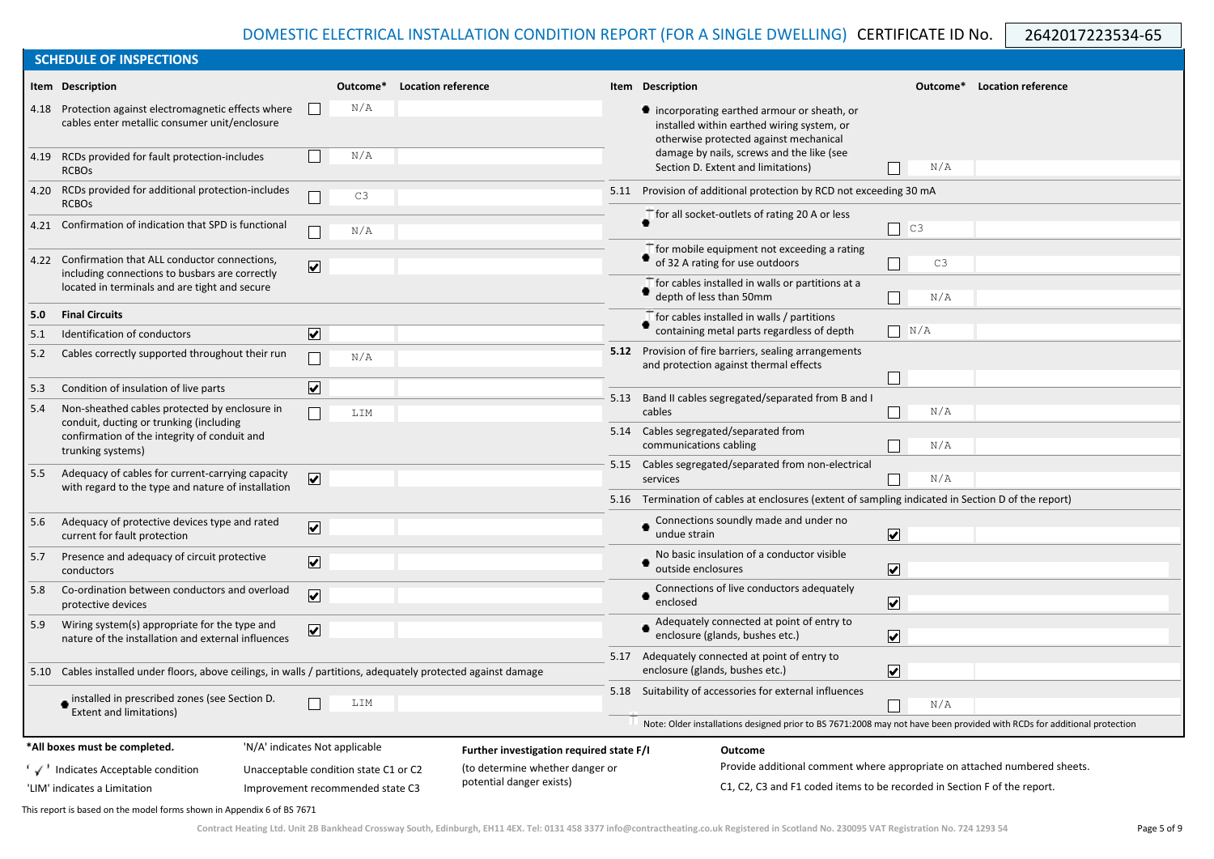# DOMESTIC ELECTRICAL INSTALLATION CONDITION REPORT (FOR A SINGLE DWELLING) CERTIFICATE ID No. 2642017223534-65

## SCHEDULE OF INSPECTIONS

| Item | Description | | Outcome* | Location reference |
|---|---|---|---|---|
| 4.18 | Protection against electromagnetic effects where cables enter metallic consumer unit/enclosure | ☐ | N/A | |
| 4.19 | RCDs provided for fault protection-includes RCBOs | ☐ | N/A | |
| 4.20 | RCDs provided for additional protection-includes RCBOs | ☐ | C3 | |
| 4.21 | Confirmation of indication that SPD is functional | ☐ | N/A | |
| 4.22 | Confirmation that ALL conductor connections, including connections to busbars are correctly located in terminals and are tight and secure | ☑ | | |
| **5.0** | **Final Circuits** | | | |
| 5.1 | Identification of conductors | ☑ | | |
| 5.2 | Cables correctly supported throughout their run | ☐ | N/A | |
| 5.3 | Condition of insulation of live parts | ☑ | | |
| 5.4 | Non-sheathed cables protected by enclosure in conduit, ducting or trunking (including confirmation of the integrity of conduit and trunking systems) | ☐ | LIM | |
| 5.5 | Adequacy of cables for current-carrying capacity with regard to the type and nature of installation | ☑ | | |
| 5.6 | Adequacy of protective devices type and rated current for fault protection | ☑ | | |
| 5.7 | Presence and adequacy of circuit protective conductors | ☑ | | |
| 5.8 | Co-ordination between conductors and overload protective devices | ☑ | | |
| 5.9 | Wiring system(s) appropriate for the type and nature of the installation and external influences | ☑ | | |
| 5.10 | Cables installed under floors, above ceilings, in walls / partitions, adequately protected against damage | | | |
| | • installed in prescribed zones (see Section D. Extent and limitations) | ☐ | LIM | |
| | • incorporating earthed armour or sheath, or installed within earthed wiring system, or otherwise protected against mechanical damage by nails, screws and the like (see Section D. Extent and limitations) | ☐ | N/A | |
| 5.11 | Provision of additional protection by RCD not exceeding 30 mA | | | |
| | • for all socket-outlets of rating 20 A or less | ☐ | C3 | |
| | • for mobile equipment not exceeding a rating of 32 A rating for use outdoors | ☐ | C3 | |
| | • for cables installed in walls or partitions at a depth of less than 50mm | ☐ | N/A | |
| | • for cables installed in walls / partitions containing metal parts regardless of depth | ☐ | N/A | |
| **5.12** | Provision of fire barriers, sealing arrangements and protection against thermal effects | ☐ | | |
| 5.13 | Band II cables segregated/separated from B and I cables | ☐ | N/A | |
| 5.14 | Cables segregated/separated from communications cabling | ☐ | N/A | |
| 5.15 | Cables segregated/separated from non-electrical services | ☐ | N/A | |
| 5.16 | Termination of cables at enclosures (extent of sampling indicated in Section D of the report) | | | |
| | • Connections soundly made and under no undue strain | ☑ | | |
| | • No basic insulation of a conductor visible outside enclosures | ☑ | | |
| | • Connections of live conductors adequately enclosed | ☑ | | |
| | • Adequately connected at point of entry to enclosure (glands, bushes etc.) | ☑ | | |
| 5.17 | Adequately connected at point of entry to enclosure (glands, bushes etc.) | ☑ | | |
| 5.18 | Suitability of accessories for external influences | ☐ | N/A | |

Note: Older installations designed prior to BS 7671:2008 may not have been provided with RCDs for additional protection

**\*All boxes must be completed.**
'✓' Indicates Acceptable condition
'LIM' indicates a Limitation

'N/A' indicates Not applicable
Unacceptable condition state C1 or C2
Improvement recommended state C3

**Further investigation required state F/I**
(to determine whether danger or potential danger exists)

**Outcome**
Provide additional comment where appropriate on attached numbered sheets.
C1, C2, C3 and F1 coded items to be recorded in Section F of the report.

This report is based on the model forms shown in Appendix 6 of BS 7671

Contract Heating Ltd. Unit 2B Bankhead Crossway South, Edinburgh, EH11 4EX. Tel: 0131 458 3377 info@contractheating.co.uk Registered in Scotland No. 230095 VAT Registration No. 724 1293 54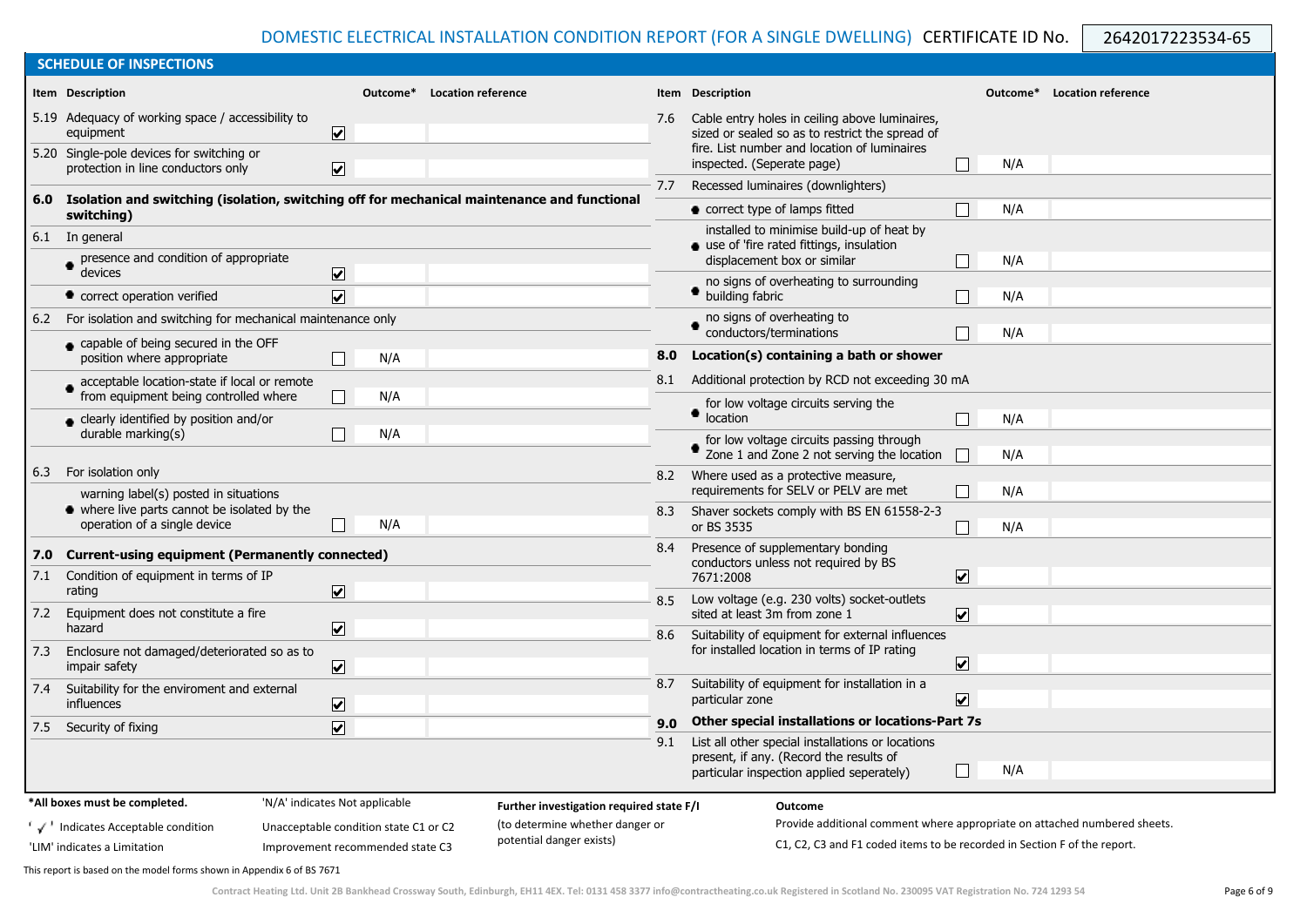DOMESTIC ELECTRICAL INSTALLATION CONDITION REPORT (FOR A SINGLE DWELLING) CERTIFICATE ID No. 2642017223534-65

## SCHEDULE OF INSPECTIONS

| Item | Description | Outcome* | Location reference |
|---|---|---|---|
| 5.19 | Adequacy of working space / accessibility to equipment | ☑ | |
| 5.20 | Single-pole devices for switching or protection in line conductors only | ☑ | |
| **6.0** | **Isolation and switching (isolation, switching off for mechanical maintenance and functional switching)** | | |
| 6.1 | In general | | |
| | • presence and condition of appropriate devices | ☑ | |
| | • correct operation verified | ☑ | |
| 6.2 | For isolation and switching for mechanical maintenance only | | |
| | • capable of being secured in the OFF position where appropriate | ☐ N/A | |
| | • acceptable location-state if local or remote from equipment being controlled where | ☐ N/A | |
| | • clearly identified by position and/or durable marking(s) | ☐ N/A | |
| 6.3 | For isolation only | | |
| | • warning label(s) posted in situations where live parts cannot be isolated by the operation of a single device | ☐ N/A | |
| **7.0** | **Current-using equipment (Permanently connected)** | | |
| 7.1 | Condition of equipment in terms of IP rating | ☑ | |
| 7.2 | Equipment does not constitute a fire hazard | ☑ | |
| 7.3 | Enclosure not damaged/deteriorated so as to impair safety | ☑ | |
| 7.4 | Suitability for the enviroment and external influences | ☑ | |
| 7.5 | Security of fixing | ☑ | |
| 7.6 | Cable entry holes in ceiling above luminaires, sized or sealed so as to restrict the spread of fire. List number and location of luminaires inspected. (Seperate page) | ☐ N/A | |
| 7.7 | Recessed luminaires (downlighters) | | |
| | • correct type of lamps fitted | ☐ N/A | |
| | • installed to minimise build-up of heat by use of 'fire rated fittings, insulation displacement box or similar | ☐ N/A | |
| | • no signs of overheating to surrounding building fabric | ☐ N/A | |
| | • no signs of overheating to conductors/terminations | ☐ N/A | |
| **8.0** | **Location(s) containing a bath or shower** | | |
| 8.1 | Additional protection by RCD not exceeding 30 mA | | |
| | • for low voltage circuits serving the location | ☐ N/A | |
| | • for low voltage circuits passing through Zone 1 and Zone 2 not serving the location | ☐ N/A | |
| 8.2 | Where used as a protective measure, requirements for SELV or PELV are met | ☐ N/A | |
| 8.3 | Shaver sockets comply with BS EN 61558-2-3 or BS 3535 | ☐ N/A | |
| 8.4 | Presence of supplementary bonding conductors unless not required by BS 7671:2008 | ☑ | |
| 8.5 | Low voltage (e.g. 230 volts) socket-outlets sited at least 3m from zone 1 | ☑ | |
| 8.6 | Suitability of equipment for external influences for installed location in terms of IP rating | ☑ | |
| 8.7 | Suitability of equipment for installation in a particular zone | ☑ | |
| **9.0** | **Other special installations or locations-Part 7s** | | |
| 9.1 | List all other special installations or locations present, if any. (Record the results of particular inspection applied seperately) | ☐ N/A | |

**\*All boxes must be completed.**

'✓' Indicates Acceptable condition

'LIM' indicates a Limitation

'N/A' indicates Not applicable

Unacceptable condition state C1 or C2

Improvement recommended state C3

**Further investigation required state F/I**

(to determine whether danger or potential danger exists)

**Outcome**

Provide additional comment where appropriate on attached numbered sheets.

C1, C2, C3 and F1 coded items to be recorded in Section F of the report.

This report is based on the model forms shown in Appendix 6 of BS 7671

Contract Heating Ltd. Unit 2B Bankhead Crossway South, Edinburgh, EH11 4EX. Tel: 0131 458 3377 info@contractheating.co.uk Registered in Scotland No. 230095 VAT Registration No. 724 1293 54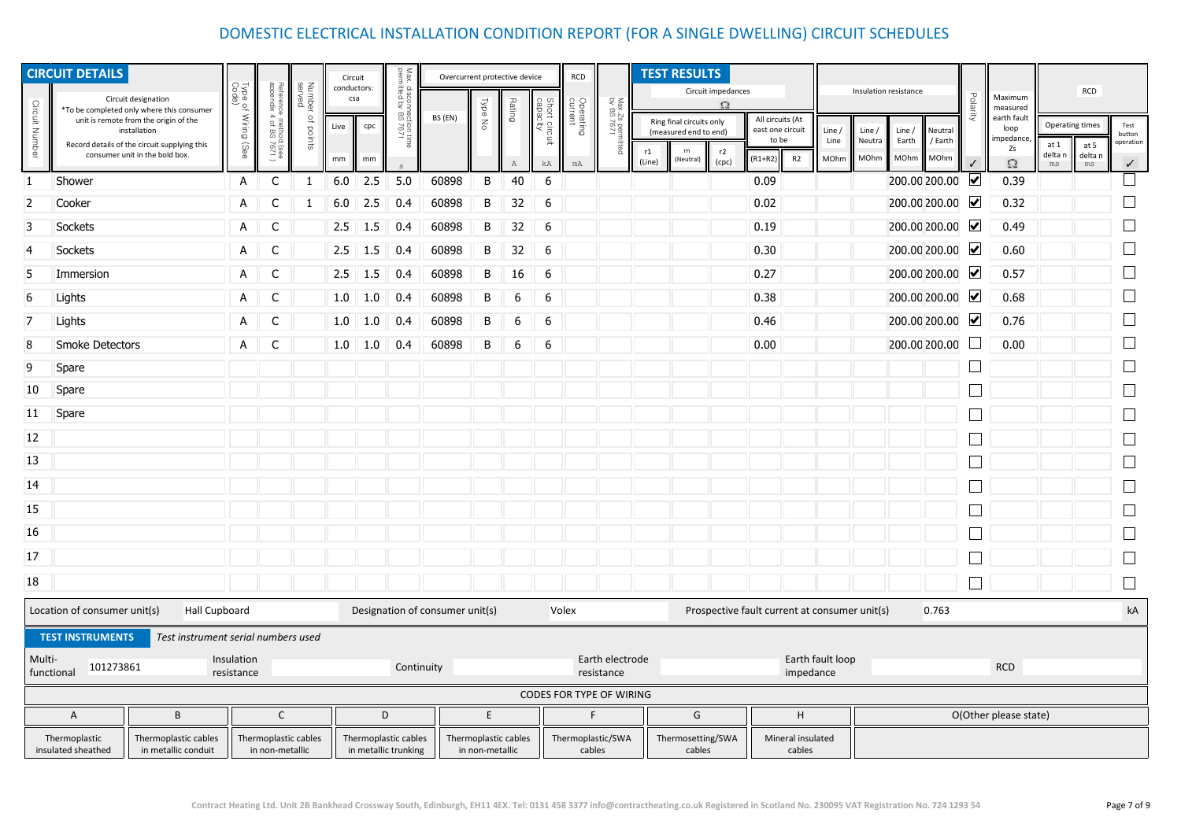# DOMESTIC ELECTRICAL INSTALLATION CONDITION REPORT (FOR A SINGLE DWELLING) CIRCUIT SCHEDULES

| CIRCUIT DETAILS | | | | | | | | | | | | | | TEST RESULTS | | | | | | | | | | | | | | | |
|---|---|---|---|---|---|---|---|---|---|---|---|---|---|---|---|---|---|---|---|---|---|---|---|---|---|---|---|---|---|
| Circuit Number | Circuit designation *To be completed only where this consumer unit is remote from the origin of the installation. Record details of the circuit supplying this consumer unit in the bold box. | Type of Wiring (See Code) | Reference method (see appendix 4 of BS 7671) | Number of points served | Circuit conductors: csa | | Max. disconnection time permitted by BS 7671 | Overcurrent protective device | | | | RCD | Max Zs permitted by BS 7671 | Circuit impedances Ω | | | | | Insulation resistance | | | | Polarity | Maximum measured earth fault loop impedance, Zs | RCD | | |
| | | | | | Live | cpc | | BS (EN) | Type No | Rating | Short circuit capacity | Operating current | | Ring final circuits only (measured end to end) | | | All circuits (At least one circuit to be | | Line / Line | Line / Neutral | Line / Earth | Neutral / Earth | | | Operating times | | Test button operation |
| | | | | | mm | mm | s | | | A | kA | mA | | r1 (Line) | rn (Neutral) | r2 (cpc) | (R1+R2) | R2 | MOhm | MOhm | MOhm | MOhm | ✓ | Ω | at 1 delta n ms | at 5 delta n ms | ✓ |
| 1 | Shower | A | C | 1 | 6.0 | 2.5 | 5.0 | 60898 | B | 40 | 6 | | | | | | 0.09 | | | | 200.00 | 200.00 | ☑ | 0.39 | | | ☐ |
| 2 | Cooker | A | C | 1 | 6.0 | 2.5 | 0.4 | 60898 | B | 32 | 6 | | | | | | 0.02 | | | | 200.00 | 200.00 | ☑ | 0.32 | | | ☐ |
| 3 | Sockets | A | C | | 2.5 | 1.5 | 0.4 | 60898 | B | 32 | 6 | | | | | | 0.19 | | | | 200.00 | 200.00 | ☑ | 0.49 | | | ☐ |
| 4 | Sockets | A | C | | 2.5 | 1.5 | 0.4 | 60898 | B | 32 | 6 | | | | | | 0.30 | | | | 200.00 | 200.00 | ☑ | 0.60 | | | ☐ |
| 5 | Immersion | A | C | | 2.5 | 1.5 | 0.4 | 60898 | B | 16 | 6 | | | | | | 0.27 | | | | 200.00 | 200.00 | ☑ | 0.57 | | | ☐ |
| 6 | Lights | A | C | | 1.0 | 1.0 | 0.4 | 60898 | B | 6 | 6 | | | | | | 0.38 | | | | 200.00 | 200.00 | ☑ | 0.68 | | | ☐ |
| 7 | Lights | A | C | | 1.0 | 1.0 | 0.4 | 60898 | B | 6 | 6 | | | | | | 0.46 | | | | 200.00 | 200.00 | ☑ | 0.76 | | | ☐ |
| 8 | Smoke Detectors | A | C | | 1.0 | 1.0 | 0.4 | 60898 | B | 6 | 6 | | | | | | 0.00 | | | | 200.00 | 200.00 | ☐ | 0.00 | | | ☐ |
| 9 | Spare | | | | | | | | | | | | | | | | | | | | | | ☐ | | | | ☐ |
| 10 | Spare | | | | | | | | | | | | | | | | | | | | | | ☐ | | | | ☐ |
| 11 | Spare | | | | | | | | | | | | | | | | | | | | | | ☐ | | | | ☐ |
| 12 | | | | | | | | | | | | | | | | | | | | | | | ☐ | | | | ☐ |
| 13 | | | | | | | | | | | | | | | | | | | | | | | ☐ | | | | ☐ |
| 14 | | | | | | | | | | | | | | | | | | | | | | | ☐ | | | | ☐ |
| 15 | | | | | | | | | | | | | | | | | | | | | | | ☐ | | | | ☐ |
| 16 | | | | | | | | | | | | | | | | | | | | | | | ☐ | | | | ☐ |
| 17 | | | | | | | | | | | | | | | | | | | | | | | ☐ | | | | ☐ |
| 18 | | | | | | | | | | | | | | | | | | | | | | | ☐ | | | | ☐ |

Location of consumer unit(s): Hall Cupboard

Designation of consumer unit(s): Volex

Prospective fault current at consumer unit(s): 0.763 kA

## TEST INSTRUMENTS

*Test instrument serial numbers used*

| Multi-functional | Insulation resistance | Continuity | Earth electrode resistance | Earth fault loop impedance | RCD |
|---|---|---|---|---|---|
| 101273861 | | | | | |

## CODES FOR TYPE OF WIRING

| A | B | C | D | E | F | G | H | O(Other please state) |
|---|---|---|---|---|---|---|---|---|
| Thermoplastic insulated sheathed | Thermoplastic cables in metallic conduit | Thermoplastic cables in non-metallic | Thermoplastic cables in metallic trunking | Thermoplastic cables in non-metallic | Thermoplastic/SWA cables | Thermosetting/SWA cables | Mineral insulated cables | |

Contract Heating Ltd. Unit 2B Bankhead Crossway South, Edinburgh, EH11 4EX. Tel: 0131 458 3377 info@contractheating.co.uk Registered in Scotland No. 230095 VAT Registration No. 724 1293 54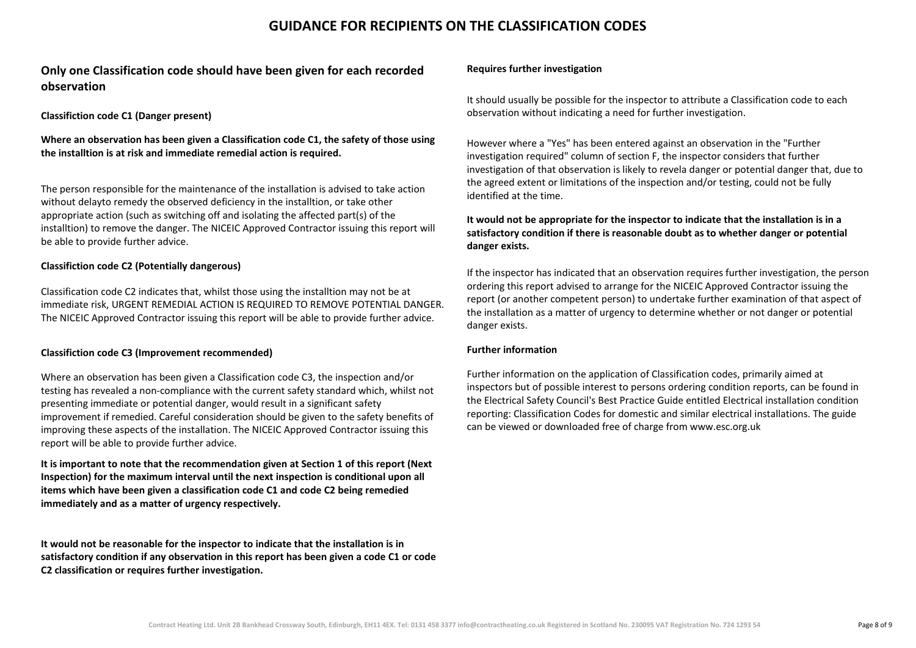# GUIDANCE FOR RECIPIENTS ON THE CLASSIFICATION CODES

## Only one Classification code should have been given for each recorded observation

**Classifiction code C1 (Danger present)**

**Where an observation has been given a Classification code C1, the safety of those using the installtion is at risk and immediate remedial action is required.**

The person responsible for the maintenance of the installation is advised to take action without delayto remedy the observed deficiency in the installtion, or take other appropriate action (such as switching off and isolating the affected part(s) of the installtion) to remove the danger. The NICEIC Approved Contractor issuing this report will be able to provide further advice.

**Classifiction code C2 (Potentially dangerous)**

Classification code C2 indicates that, whilst those using the installtion may not be at immediate risk, URGENT REMEDIAL ACTION IS REQUIRED TO REMOVE POTENTIAL DANGER. The NICEIC Approved Contractor issuing this report will be able to provide further advice.

**Classifiction code C3 (Improvement recommended)**

Where an observation has been given a Classification code C3, the inspection and/or testing has revealed a non-compliance with the current safety standard which, whilst not presenting immediate or potential danger, would result in a significant safety improvement if remedied. Careful consideration should be given to the safety benefits of improving these aspects of the installation. The NICEIC Approved Contractor issuing this report will be able to provide further advice.

**It is important to note that the recommendation given at Section 1 of this report (Next Inspection) for the maximum interval until the next inspection is conditional upon all items which have been given a classification code C1 and code C2 being remedied immediately and as a matter of urgency respectively.**

**It would not be reasonable for the inspector to indicate that the installation is in satisfactory condition if any observation in this report has been given a code C1 or code C2 classification or requires further investigation.**

**Requires further investigation**

It should usually be possible for the inspector to attribute a Classification code to each observation without indicating a need for further investigation.

However where a "Yes" has been entered against an observation in the "Further investigation required" column of section F, the inspector considers that further investigation of that observation is likely to revela danger or potential danger that, due to the agreed extent or limitations of the inspection and/or testing, could not be fully identified at the time.

**It would not be appropriate for the inspector to indicate that the installation is in a satisfactory condition if there is reasonable doubt as to whether danger or potential danger exists.**

If the inspector has indicated that an observation requires further investigation, the person ordering this report advised to arrange for the NICEIC Approved Contractor issuing the report (or another competent person) to undertake further examination of that aspect of the installation as a matter of urgency to determine whether or not danger or potential danger exists.

**Further information**

Further information on the application of Classification codes, primarily aimed at inspectors but of possible interest to persons ordering condition reports, can be found in the Electrical Safety Council's Best Practice Guide entitled Electrical installation condition reporting: Classification Codes for domestic and similar electrical installations. The guide can be viewed or downloaded free of charge from www.esc.org.uk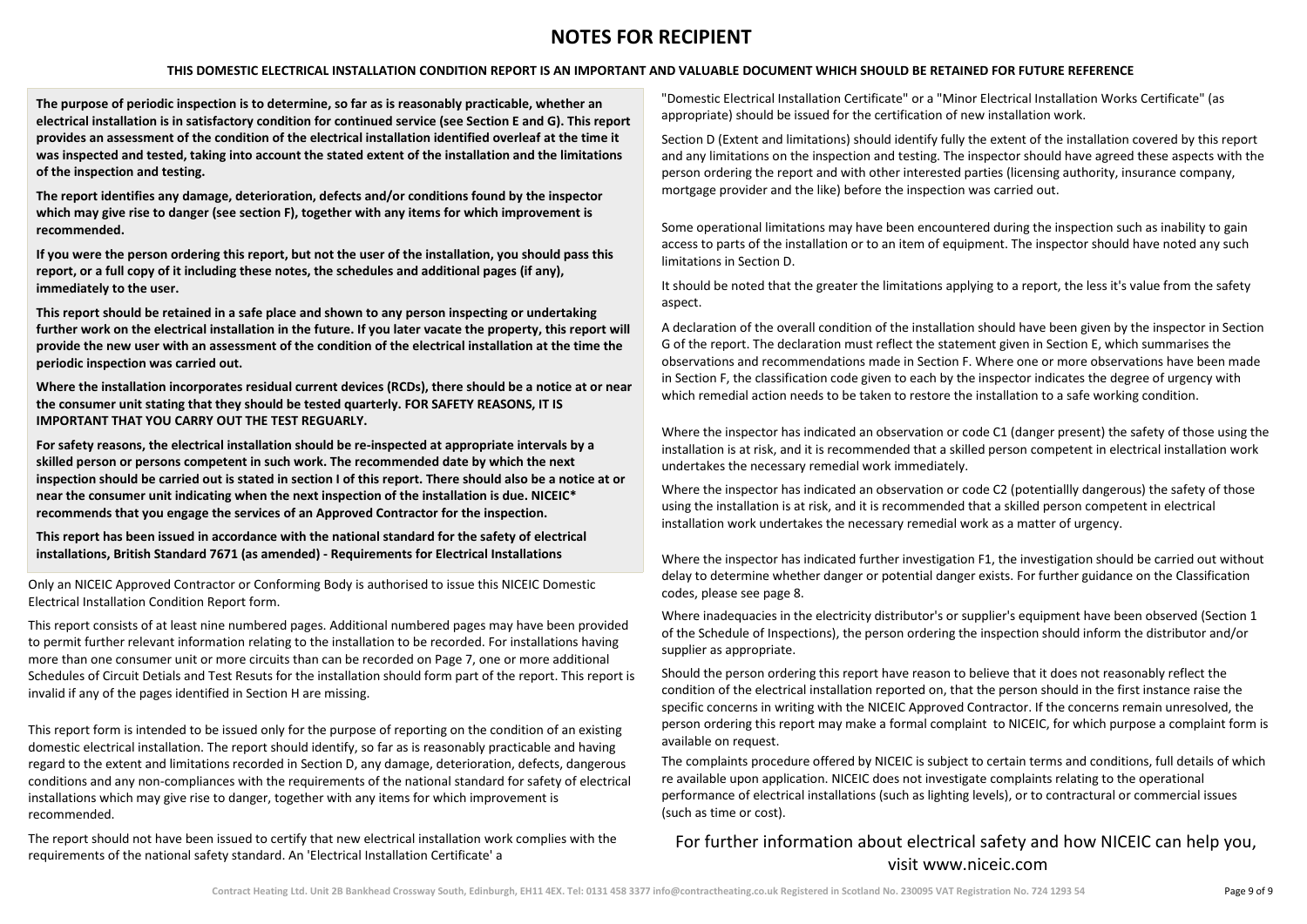# NOTES FOR RECIPIENT

**THIS DOMESTIC ELECTRICAL INSTALLATION CONDITION REPORT IS AN IMPORTANT AND VALUABLE DOCUMENT WHICH SHOULD BE RETAINED FOR FUTURE REFERENCE**

**The purpose of periodic inspection is to determine, so far as is reasonably practicable, whether an electrical installation is in satisfactory condition for continued service (see Section E and G). This report provides an assessment of the condition of the electrical installation identified overleaf at the time it was inspected and tested, taking into account the stated extent of the installation and the limitations of the inspection and testing.**

**The report identifies any damage, deterioration, defects and/or conditions found by the inspector which may give rise to danger (see section F), together with any items for which improvement is recommended.**

**If you were the person ordering this report, but not the user of the installation, you should pass this report, or a full copy of it including these notes, the schedules and additional pages (if any), immediately to the user.**

**This report should be retained in a safe place and shown to any person inspecting or undertaking further work on the electrical installation in the future. If you later vacate the property, this report will provide the new user with an assessment of the condition of the electrical installation at the time the periodic inspection was carried out.**

**Where the installation incorporates residual current devices (RCDs), there should be a notice at or near the consumer unit stating that they should be tested quarterly. FOR SAFETY REASONS, IT IS IMPORTANT THAT YOU CARRY OUT THE TEST REGUARLY.**

**For safety reasons, the electrical installation should be re-inspected at appropriate intervals by a skilled person or persons competent in such work. The recommended date by which the next inspection should be carried out is stated in section I of this report. There should also be a notice at or near the consumer unit indicating when the next inspection of the installation is due. NICEIC* recommends that you engage the services of an Approved Contractor for the inspection.**

**This report has been issued in accordance with the national standard for the safety of electrical installations, British Standard 7671 (as amended) - Requirements for Electrical Installations**

Only an NICEIC Approved Contractor or Conforming Body is authorised to issue this NICEIC Domestic Electrical Installation Condition Report form.

This report consists of at least nine numbered pages. Additional numbered pages may have been provided to permit further relevant information relating to the installation to be recorded. For installations having more than one consumer unit or more circuits than can be recorded on Page 7, one or more additional Schedules of Circuit Detials and Test Resuts for the installation should form part of the report. This report is invalid if any of the pages identified in Section H are missing.

This report form is intended to be issued only for the purpose of reporting on the condition of an existing domestic electrical installation. The report should identify, so far as is reasonably practicable and having regard to the extent and limitations recorded in Section D, any damage, deterioration, defects, dangerous conditions and any non-compliances with the requirements of the national standard for safety of electrical installations which may give rise to danger, together with any items for which improvement is recommended.

The report should not have been issued to certify that new electrical installation work complies with the requirements of the national safety standard. An 'Electrical Installation Certificate' a "Domestic Electrical Installation Certificate" or a "Minor Electrical Installation Works Certificate" (as appropriate) should be issued for the certification of new installation work.

Section D (Extent and limitations) should identify fully the extent of the installation covered by this report and any limitations on the inspection and testing. The inspector should have agreed these aspects with the person ordering the report and with other interested parties (licensing authority, insurance company, mortgage provider and the like) before the inspection was carried out.

Some operational limitations may have been encountered during the inspection such as inability to gain access to parts of the installation or to an item of equipment. The inspector should have noted any such limitations in Section D.

It should be noted that the greater the limitations applying to a report, the less it's value from the safety aspect.

A declaration of the overall condition of the installation should have been given by the inspector in Section G of the report. The declaration must reflect the statement given in Section E, which summarises the observations and recommendations made in Section F. Where one or more observations have been made in Section F, the classification code given to each by the inspector indicates the degree of urgency with which remedial action needs to be taken to restore the installation to a safe working condition.

Where the inspector has indicated an observation or code C1 (danger present) the safety of those using the installation is at risk, and it is recommended that a skilled person competent in electrical installation work undertakes the necessary remedial work immediately.

Where the inspector has indicated an observation or code C2 (potentiallly dangerous) the safety of those using the installation is at risk, and it is recommended that a skilled person competent in electrical installation work undertakes the necessary remedial work as a matter of urgency.

Where the inspector has indicated further investigation F1, the investigation should be carried out without delay to determine whether danger or potential danger exists. For further guidance on the Classification codes, please see page 8.

Where inadequacies in the electricity distributor's or supplier's equipment have been observed (Section 1 of the Schedule of Inspections), the person ordering the inspection should inform the distributor and/or supplier as appropriate.

Should the person ordering this report have reason to believe that it does not reasonably reflect the condition of the electrical installation reported on, that the person should in the first instance raise the specific concerns in writing with the NICEIC Approved Contractor. If the concerns remain unresolved, the person ordering this report may make a formal complaint to NICEIC, for which purpose a complaint form is available on request.

The complaints procedure offered by NICEIC is subject to certain terms and conditions, full details of which re available upon application. NICEIC does not investigate complaints relating to the operational performance of electrical installations (such as lighting levels), or to contractural or commercial issues (such as time or cost).

For further information about electrical safety and how NICEIC can help you, visit www.niceic.com

Contract Heating Ltd. Unit 2B Bankhead Crossway South, Edinburgh, EH11 4EX. Tel: 0131 458 3377 info@contractheating.co.uk Registered in Scotland No. 230095 VAT Registration No. 724 1293 54